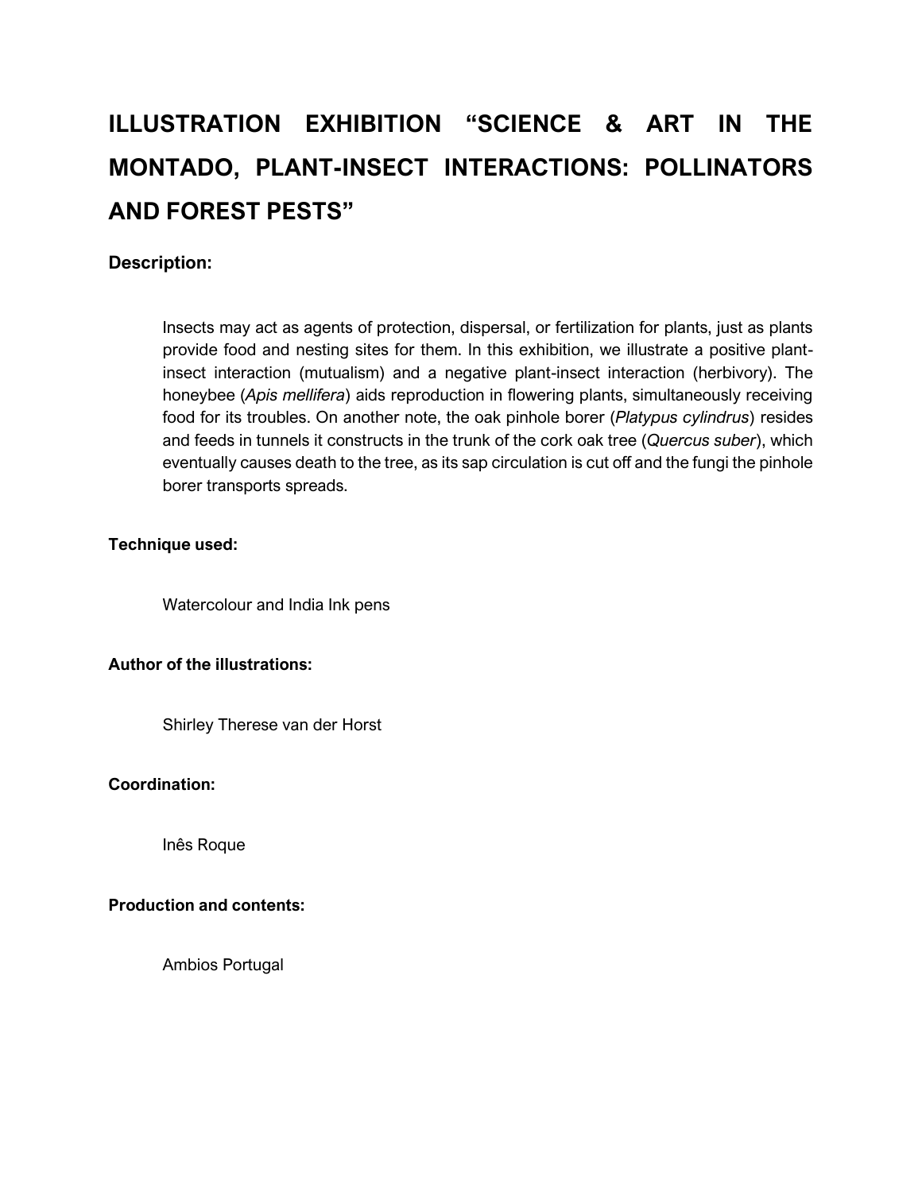# ILLUSTRATION EXHIBITION "SCIENCE & ART IN THE MONTADO, PLANT-INSECT INTERACTIONS: POLLINATORS AND FOREST PESTS"

**Description:**

Insects may act as agents of protection, dispersal, or fertilization for plants, just as plants provide food and nesting sites for them. In this exhibition, we illustrate a positive plant-insect interaction (mutualism) and a negative plant-insect interaction (herbivory). The honeybee (*Apis mellifera*) aids reproduction in flowering plants, simultaneously receiving food for its troubles. On another note, the oak pinhole borer (*Platypus cylindrus*) resides and feeds in tunnels it constructs in the trunk of the cork oak tree (*Quercus suber*), which eventually causes death to the tree, as its sap circulation is cut off and the fungi the pinhole borer transports spreads.

**Technique used:**

Watercolour and India Ink pens

**Author of the illustrations:**

Shirley Therese van der Horst

**Coordination:**

Inês Roque

**Production and contents:**

Ambios Portugal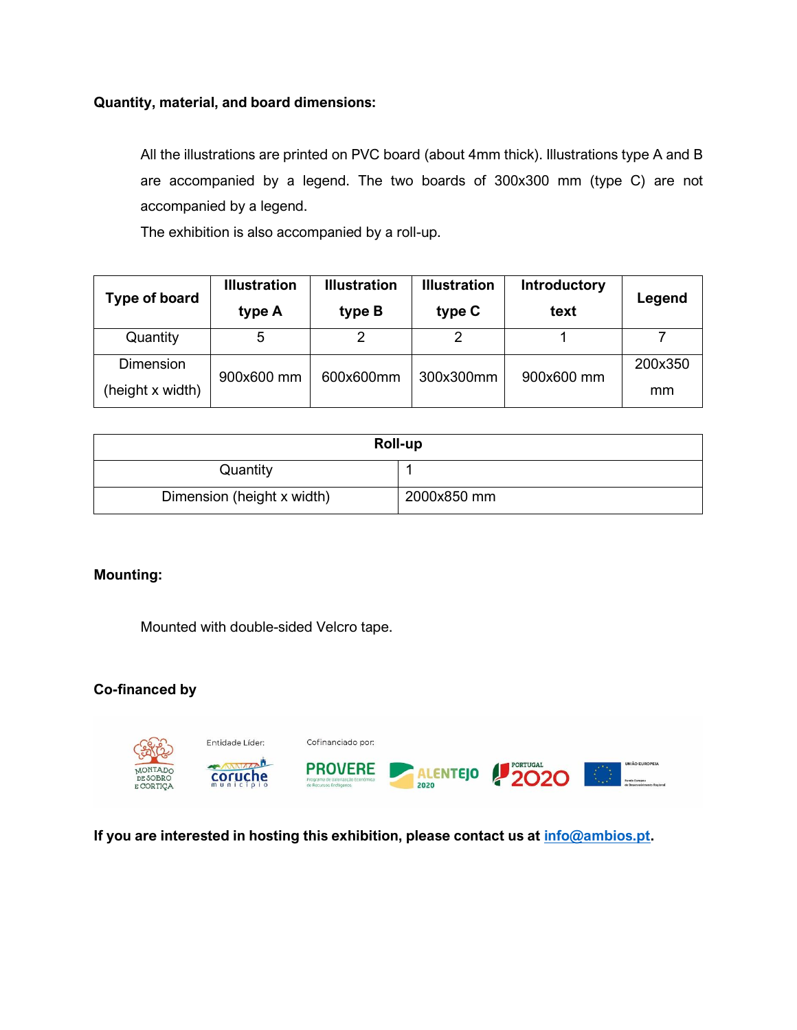**Quantity, material, and board dimensions:**

All the illustrations are printed on PVC board (about 4mm thick). Illustrations type A and B are accompanied by a legend. The two boards of 300x300 mm (type C) are not accompanied by a legend.

The exhibition is also accompanied by a roll-up.

| Type of board | Illustration type A | Illustration type B | Illustration type C | Introductory text | Legend |
|---|---|---|---|---|---|
| Quantity | 5 | 2 | 2 | 1 | 7 |
| Dimension (height x width) | 900x600 mm | 600x600mm | 300x300mm | 900x600 mm | 200x350 mm |

| Roll-up | |
|---|---|
| Quantity | 1 |
| Dimension (height x width) | 2000x850 mm |

**Mounting:**

Mounted with double-sided Velcro tape.

**Co-financed by**

Montado de Sobro e Cortiça

Entidade Líder: Coruche município

Cofinanciado por: PROVERE Programa de Valorização Económica de Recursos Endógenos · ALENTEJO 2020 · PORTUGAL 2020 · UNIÃO EUROPEIA Fundo Europeu de Desenvolvimento Regional

**If you are interested in hosting this exhibition, please contact us at info@ambios.pt.**